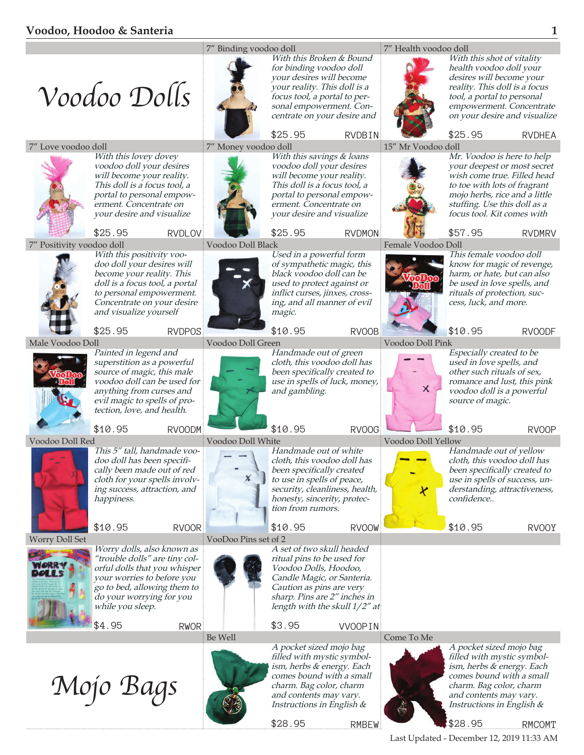# Voodoo Dolls

### 7″ Binding voodoo doll

*With this Broken & Bound for binding voodoo doll your desires will become your reality. This doll is a focus tool, a portal to personal empowerment. Concentrate on your desire and*

$25.95 RVDBIN

### 7″ Health voodoo doll

*With this shot of vitality health voodoo doll your desires will become your reality. This doll is a focus tool, a portal to personal empowerment. Concentrate on your desire and visualize*

$25.95 RVDHEA

### 7″ Love voodoo doll

*With this lovey dovey voodoo doll your desires will become your reality. This doll is a focus tool, a portal to personal empowerment. Concentrate on your desire and visualize*

$25.95 RVDLOV

### 7″ Money voodoo doll

*With this savings & loans voodoo doll your desires will become your reality. This doll is a focus tool, a portal to personal empowerment. Concentrate on your desire and visualize*

$25.95 RVDMON

### 15″ Mr Voodoo doll

*Mr. Voodoo is here to help your deepest or most secret wish come true. Filled head to toe with lots of fragrant mojo herbs, rice and a little stuffing. Use this doll as a focus tool. Kit comes with*

$57.95 RVDMRV

### 7″ Positivity voodoo doll

*With this positivity voodoo doll your desires will become your reality. This doll is a focus tool, a portal to personal empowerment. Concentrate on your desire and visualize yourself*

$25.95 RVDPOS

### Voodoo Doll Black

*Used in a powerful form of sympathetic magic, this black voodoo doll can be used to protect against or inflict curses, jinxes, crossing, and all manner of evil magic.*

$10.95 RVOOB

### Female Voodoo Doll

*This female voodoo doll know for magic of revenge, harm, or hate, but can also be used in love spells, and rituals of protection, success, luck, and more.*

$10.95 RVOODF

### Male Voodoo Doll

*Painted in legend and superstition as a powerful source of magic, this male voodoo doll can be used for anything from curses and evil magic to spells of protection, love, and health.*

$10.95 RVOODM

### Voodoo Doll Green

*Handmade out of green cloth, this voodoo doll has been specifically created to use in spells of luck, money, and gambling.*

$10.95 RVOOG

### Voodoo Doll Pink

*Especially created to be used in love spells, and other such rituals of sex, romance and lust, this pink voodoo doll is a powerful source of magic.*

$10.95 RVOOP

### Voodoo Doll Red

*This 5″ tall, handmade voodoo doll has been specifically been made out of red cloth for your spells involving success, attraction, and happiness.*

$10.95 RVOOR

### Voodoo Doll White

*Handmade out of white cloth, this voodoo doll has been specifically created to use in spells of peace, security, cleanliness, health, honesty, sincerity, protection from rumors.*

$10.95 RVOOW

### Voodoo Doll Yellow

*Handmade out of yellow cloth, this voodoo doll has been specifically created to use in spells of success, understanding, attractiveness, confidence..*

$10.95 RVOOY

### Worry Doll Set

*Worry dolls, also known as "trouble dolls" are tiny colorful dolls that you whisper your worries to before you go to bed, allowing them to do your worrying for you while you sleep.*

$4.95 RWOR

### VooDoo Pins set of 2

*A set of two skull headed ritual pins to be used for Voodoo Dolls, Hoodoo, Candle Magic, or Santeria. Caution as pins are very sharp. Pins are 2″ inches in length with the skull 1/2″ at*

$3.95 VVOOPIN

# Mojo Bags

### Be Well

*A pocket sized mojo bag filled with mystic symbolism, herbs & energy. Each comes bound with a small charm. Bag color, charm and contents may vary. Instructions in English &*

$28.95 RMBEW

### Come To Me

*A pocket sized mojo bag filled with mystic symbolism, herbs & energy. Each comes bound with a small charm. Bag color, charm and contents may vary. Instructions in English &*

$28.95 RMCOMT

Last Updated - December 12, 2019 11:33 AM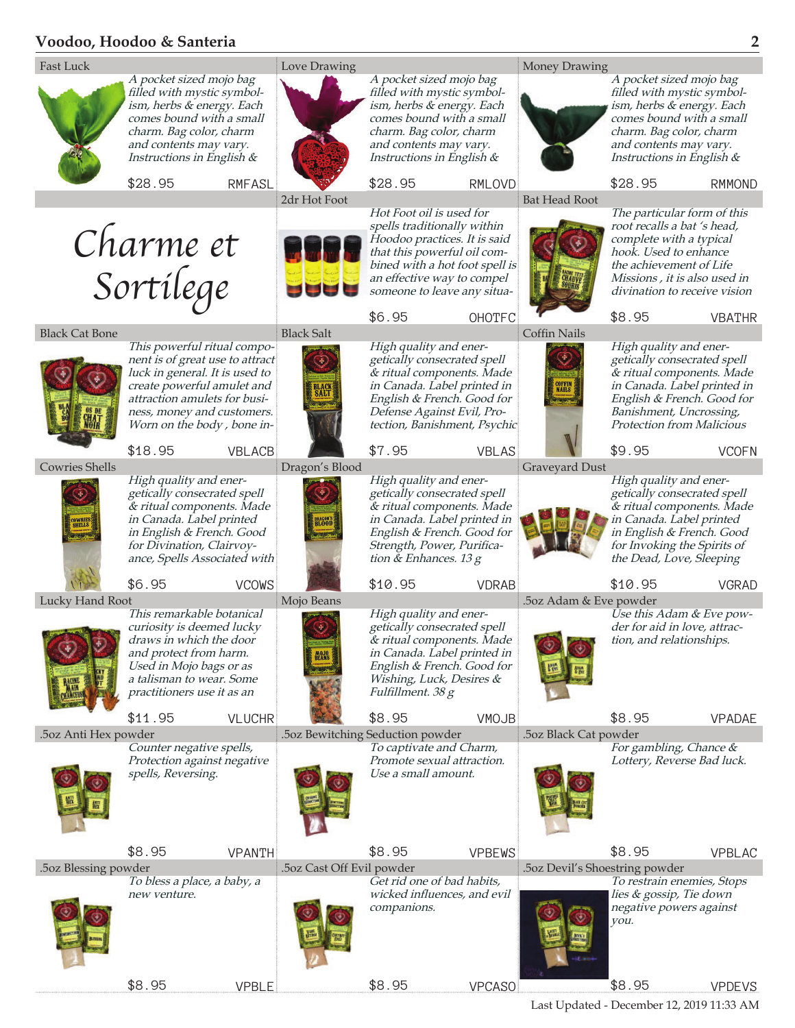## Fast Luck

*A pocket sized mojo bag filled with mystic symbolism, herbs & energy. Each comes bound with a small charm. Bag color, charm and contents may vary. Instructions in English &*

$28.95 RMFASL

## Love Drawing

*A pocket sized mojo bag filled with mystic symbolism, herbs & energy. Each comes bound with a small charm. Bag color, charm and contents may vary. Instructions in English &*

$28.95 RMLOVD

## Money Drawing

*A pocket sized mojo bag filled with mystic symbolism, herbs & energy. Each comes bound with a small charm. Bag color, charm and contents may vary. Instructions in English &*

$28.95 RMMOND

# Charme et Sortilege

## 2dr Hot Foot

*Hot Foot oil is used for spells traditionally within Hoodoo practices. It is said that this powerful oil combined with a hot foot spell is an effective way to compel someone to leave any situa-*

$6.95 OHOTFC

## Bat Head Root

*The particular form of this root recalls a bat 's head, complete with a typical hook. Used to enhance the achievement of Life Missions , it is also used in divination to receive vision*

$8.95 VBATHR

## Black Cat Bone

*This powerful ritual component is of great use to attract luck in general. It is used to create powerful amulet and attraction amulets for business, money and customers. Worn on the body , bone in-*

$18.95 VBLACB

## Black Salt

*High quality and energetically consecrated spell & ritual components. Made in Canada. Label printed in English & French. Good for Defense Against Evil, Protection, Banishment, Psychic*

$7.95 VBLAS

## Coffin Nails

*High quality and energetically consecrated spell & ritual components. Made in Canada. Label printed in English & French. Good for Banishment, Uncrossing, Protection from Malicious*

$9.95 VCOFN

## Cowries Shells

*High quality and energetically consecrated spell & ritual components. Made in Canada. Label printed in English & French. Good for Divination, Clairvoyance, Spells Associated with*

$6.95 VCOWS

## Dragon's Blood

*High quality and energetically consecrated spell & ritual components. Made in Canada. Label printed in English & French. Good for Strength, Power, Purification & Enhances. 13 g*

$10.95 VDRAB

## Graveyard Dust

*High quality and energetically consecrated spell & ritual components. Made in Canada. Label printed in English & French. Good for Invoking the Spirits of the Dead, Love, Sleeping*

$10.95 VGRAD

## Lucky Hand Root

*This remarkable botanical curiosity is deemed lucky draws in which the door and protect from harm. Used in Mojo bags or as a talisman to wear. Some practitioners use it as an*

$11.95 VLUCHR

## Mojo Beans

*High quality and energetically consecrated spell & ritual components. Made in Canada. Label printed in English & French. Good for Wishing, Luck, Desires & Fulfillment. 38 g*

$8.95 VMOJB

## .5oz Adam & Eve powder

*Use this Adam & Eve powder for aid in love, attraction, and relationships.*

$8.95 VPADAE

## .5oz Anti Hex powder

*Counter negative spells, Protection against negative spells, Reversing.*

$8.95 VPANTH

## .5oz Bewitching Seduction powder

*To captivate and Charm, Promote sexual attraction. Use a small amount.*

$8.95 VPBEWS

## .5oz Black Cat powder

*For gambling, Chance & Lottery, Reverse Bad luck.*

$8.95 VPBLAC

## .5oz Blessing powder

*To bless a place, a baby, a new venture.*

$8.95 VPBLE

## .5oz Cast Off Evil powder

*Get rid one of bad habits, wicked influences, and evil companions.*

$8.95 VPCASO

## .5oz Devil's Shoestring powder

*To restrain enemies, Stops lies & gossip, Tie down negative powers against you.*

$8.95 VPDEVS

Last Updated - December 12, 2019 11:33 AM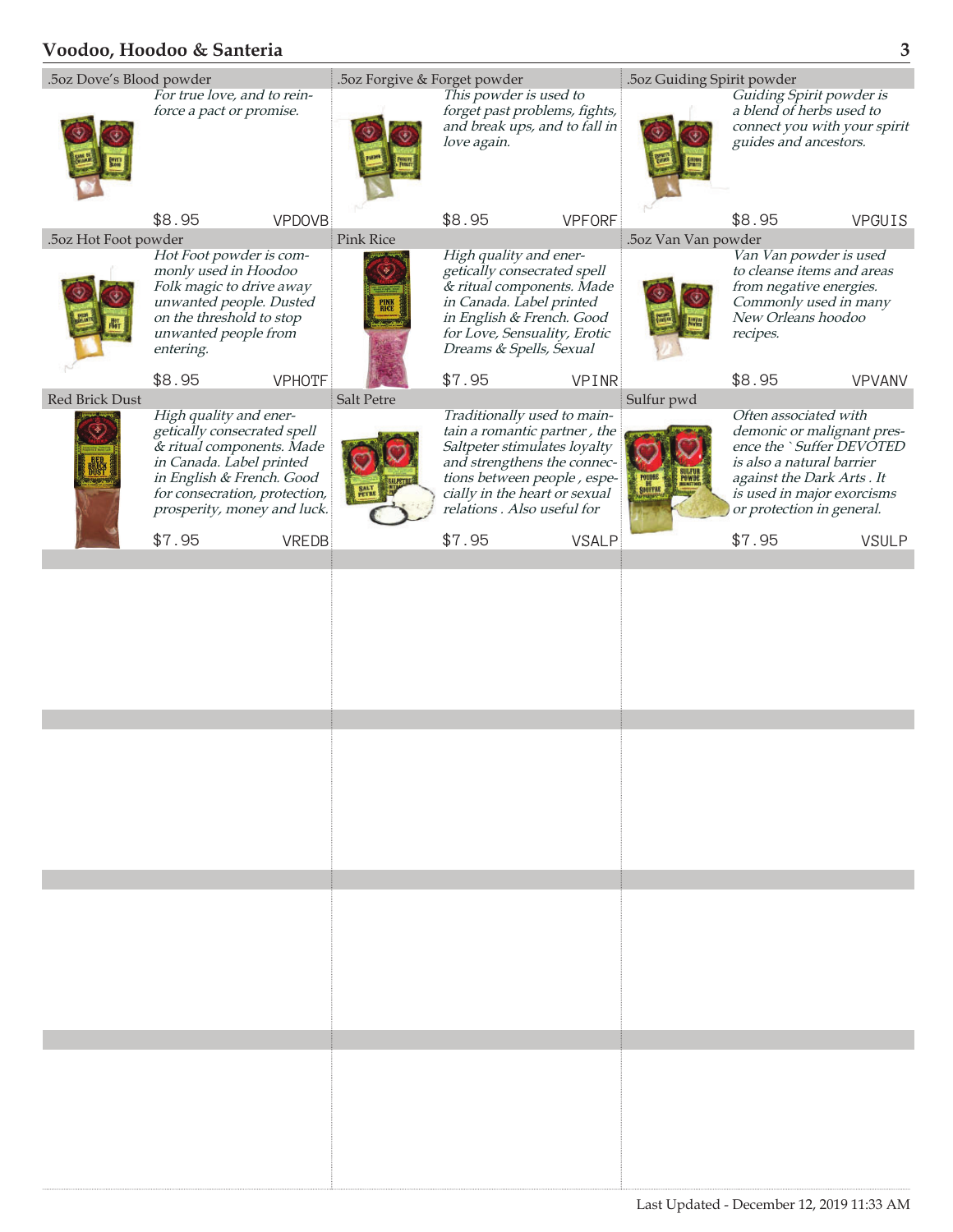## .5oz Dove's Blood powder

*For true love, and to reinforce a pact or promise.*

$8.95 VPDOVB

## .5oz Forgive & Forget powder

*This powder is used to forget past problems, fights, and break ups, and to fall in love again.*

$8.95 VPFORF

## .5oz Guiding Spirit powder

*Guiding Spirit powder is a blend of herbs used to connect you with your spirit guides and ancestors.*

$8.95 VPGUIS

## .5oz Hot Foot powder

*Hot Foot powder is commonly used in Hoodoo Folk magic to drive away unwanted people. Dusted on the threshold to stop unwanted people from entering.*

$8.95 VPHOTF

## Pink Rice

*High quality and energetically consecrated spell & ritual components. Made in Canada. Label printed in English & French. Good for Love, Sensuality, Erotic Dreams & Spells, Sexual*

$7.95 VPINR

## .5oz Van Van powder

*Van Van powder is used to cleanse items and areas from negative energies. Commonly used in many New Orleans hoodoo recipes.*

$8.95 VPVANV

## Red Brick Dust

*High quality and energetically consecrated spell & ritual components. Made in Canada. Label printed in English & French. Good for consecration, protection, prosperity, money and luck.*

$7.95 VREDB

## Salt Petre

*Traditionally used to maintain a romantic partner , the Saltpeter stimulates loyalty and strengthens the connections between people , especially in the heart or sexual relations . Also useful for*

$7.95 VSALP

## Sulfur pwd

*Often associated with demonic or malignant presence the `Suffer DEVOTED is also a natural barrier against the Dark Arts . It is used in major exorcisms or protection in general.*

$7.95 VSULP

Last Updated - December 12, 2019 11:33 AM